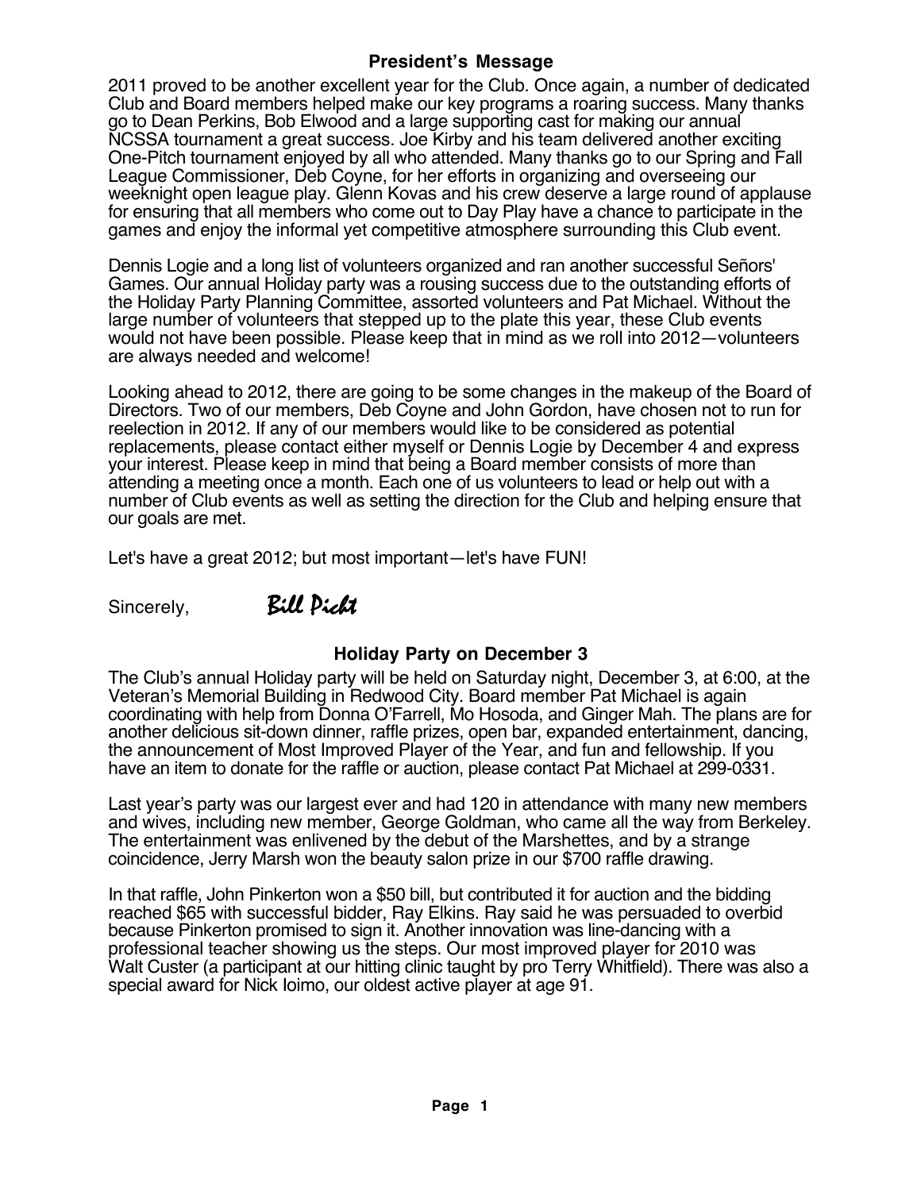## President's Message

2011 proved to be another excellent year for the Club. Once again, a number of dedicated Club and Board members helped make our key programs a roaring success. Many thanks go to Dean Perkins, Bob Elwood and a large supporting cast for making our annual NCSSA tournament a great success. Joe Kirby and his team delivered another exciting One-Pitch tournament enjoyed by all who attended. Many thanks go to our Spring and Fall League Commissioner, Deb Coyne, for her efforts in organizing and overseeing our weeknight open league play. Glenn Kovas and his crew deserve a large round of applause for ensuring that all members who come out to Day Play have a chance to participate in the games and enjoy the informal yet competitive atmosphere surrounding this Club event.

Dennis Logie and a long list of volunteers organized and ran another successful Señors' Games. Our annual Holiday party was a rousing success due to the outstanding efforts of the Holiday Party Planning Committee, assorted volunteers and Pat Michael. Without the large number of volunteers that stepped up to the plate this year, these Club events would not have been possible. Please keep that in mind as we roll into 2012—volunteers are always needed and welcome!

Looking ahead to 2012, there are going to be some changes in the makeup of the Board of Directors. Two of our members, Deb Coyne and John Gordon, have chosen not to run for reelection in 2012. If any of our members would like to be considered as potential replacements, please contact either myself or Dennis Logie by December 4 and express your interest. Please keep in mind that being a Board member consists of more than attending a meeting once a month. Each one of us volunteers to lead or help out with a number of Club events as well as setting the direction for the Club and helping ensure that our goals are met.

Let's have a great 2012; but most important—let's have FUN!

Sincerely, *Bill Picht*

## Holiday Party on December 3

The Club's annual Holiday party will be held on Saturday night, December 3, at 6:00, at the Veteran's Memorial Building in Redwood City. Board member Pat Michael is again coordinating with help from Donna O'Farrell, Mo Hosoda, and Ginger Mah. The plans are for another delicious sit-down dinner, raffle prizes, open bar, expanded entertainment, dancing, the announcement of Most Improved Player of the Year, and fun and fellowship. If you have an item to donate for the raffle or auction, please contact Pat Michael at 299-0331.

Last year's party was our largest ever and had 120 in attendance with many new members and wives, including new member, George Goldman, who came all the way from Berkeley. The entertainment was enlivened by the debut of the Marshettes, and by a strange coincidence, Jerry Marsh won the beauty salon prize in our $700 raffle drawing.

In that raffle, John Pinkerton won a $50 bill, but contributed it for auction and the bidding reached $65 with successful bidder, Ray Elkins. Ray said he was persuaded to overbid because Pinkerton promised to sign it. Another innovation was line-dancing with a professional teacher showing us the steps. Our most improved player for 2010 was Walt Custer (a participant at our hitting clinic taught by pro Terry Whitfield). There was also a special award for Nick Ioimo, our oldest active player at age 91.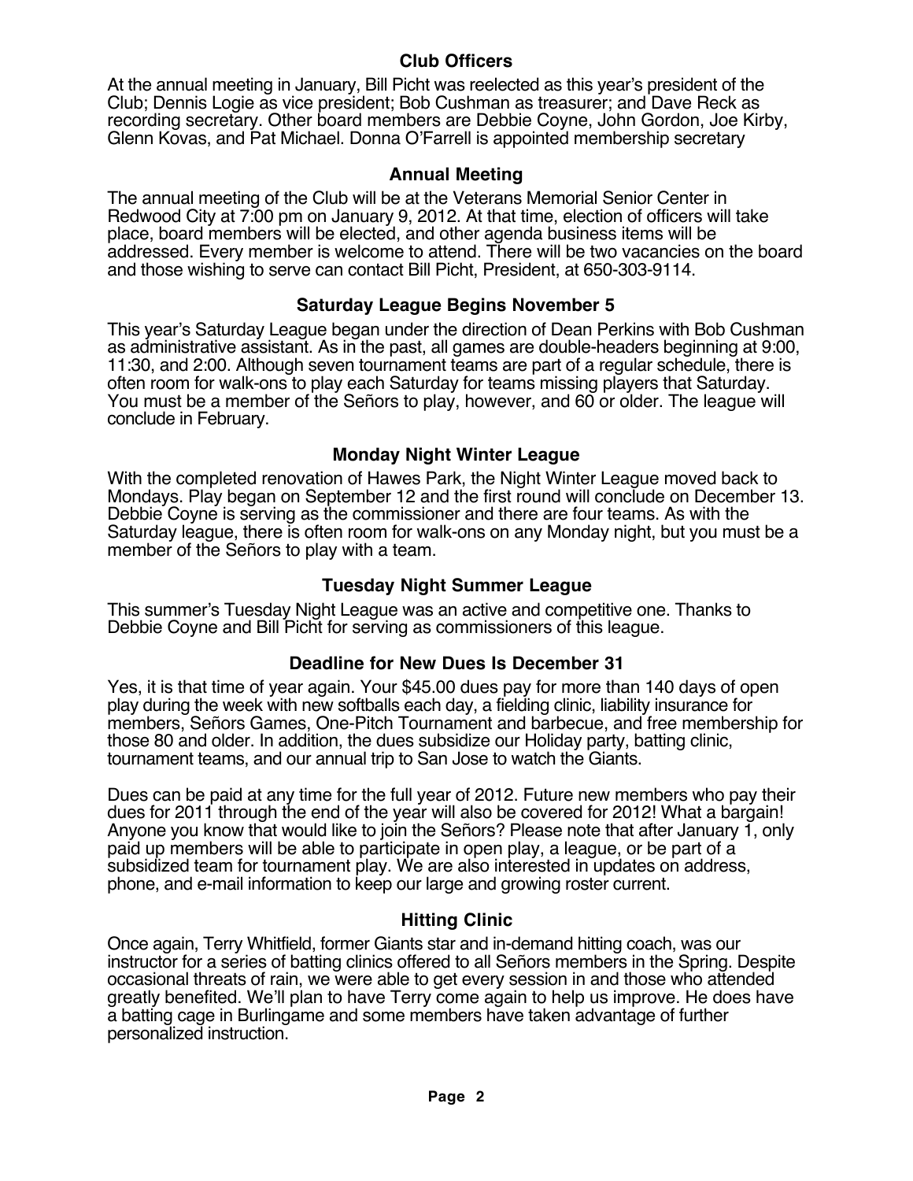## Club Officers

At the annual meeting in January, Bill Picht was reelected as this year's president of the Club; Dennis Logie as vice president; Bob Cushman as treasurer; and Dave Reck as recording secretary. Other board members are Debbie Coyne, John Gordon, Joe Kirby, Glenn Kovas, and Pat Michael. Donna O'Farrell is appointed membership secretary

## Annual Meeting

The annual meeting of the Club will be at the Veterans Memorial Senior Center in Redwood City at 7:00 pm on January 9, 2012. At that time, election of officers will take place, board members will be elected, and other agenda business items will be addressed. Every member is welcome to attend. There will be two vacancies on the board and those wishing to serve can contact Bill Picht, President, at 650-303-9114.

## Saturday League Begins November 5

This year's Saturday League began under the direction of Dean Perkins with Bob Cushman as administrative assistant. As in the past, all games are double-headers beginning at 9:00, 11:30, and 2:00. Although seven tournament teams are part of a regular schedule, there is often room for walk-ons to play each Saturday for teams missing players that Saturday. You must be a member of the Señors to play, however, and 60 or older. The league will conclude in February.

## Monday Night Winter League

With the completed renovation of Hawes Park, the Night Winter League moved back to Mondays. Play began on September 12 and the first round will conclude on December 13. Debbie Coyne is serving as the commissioner and there are four teams. As with the Saturday league, there is often room for walk-ons on any Monday night, but you must be a member of the Señors to play with a team.

## Tuesday Night Summer League

This summer's Tuesday Night League was an active and competitive one. Thanks to Debbie Coyne and Bill Picht for serving as commissioners of this league.

## Deadline for New Dues Is December 31

Yes, it is that time of year again. Your $45.00 dues pay for more than 140 days of open play during the week with new softballs each day, a fielding clinic, liability insurance for members, Señors Games, One-Pitch Tournament and barbecue, and free membership for those 80 and older. In addition, the dues subsidize our Holiday party, batting clinic, tournament teams, and our annual trip to San Jose to watch the Giants.

Dues can be paid at any time for the full year of 2012. Future new members who pay their dues for 2011 through the end of the year will also be covered for 2012! What a bargain! Anyone you know that would like to join the Señors? Please note that after January 1, only paid up members will be able to participate in open play, a league, or be part of a subsidized team for tournament play. We are also interested in updates on address, phone, and e-mail information to keep our large and growing roster current.

## Hitting Clinic

Once again, Terry Whitfield, former Giants star and in-demand hitting coach, was our instructor for a series of batting clinics offered to all Señors members in the Spring. Despite occasional threats of rain, we were able to get every session in and those who attended greatly benefited. We'll plan to have Terry come again to help us improve. He does have a batting cage in Burlingame and some members have taken advantage of further personalized instruction.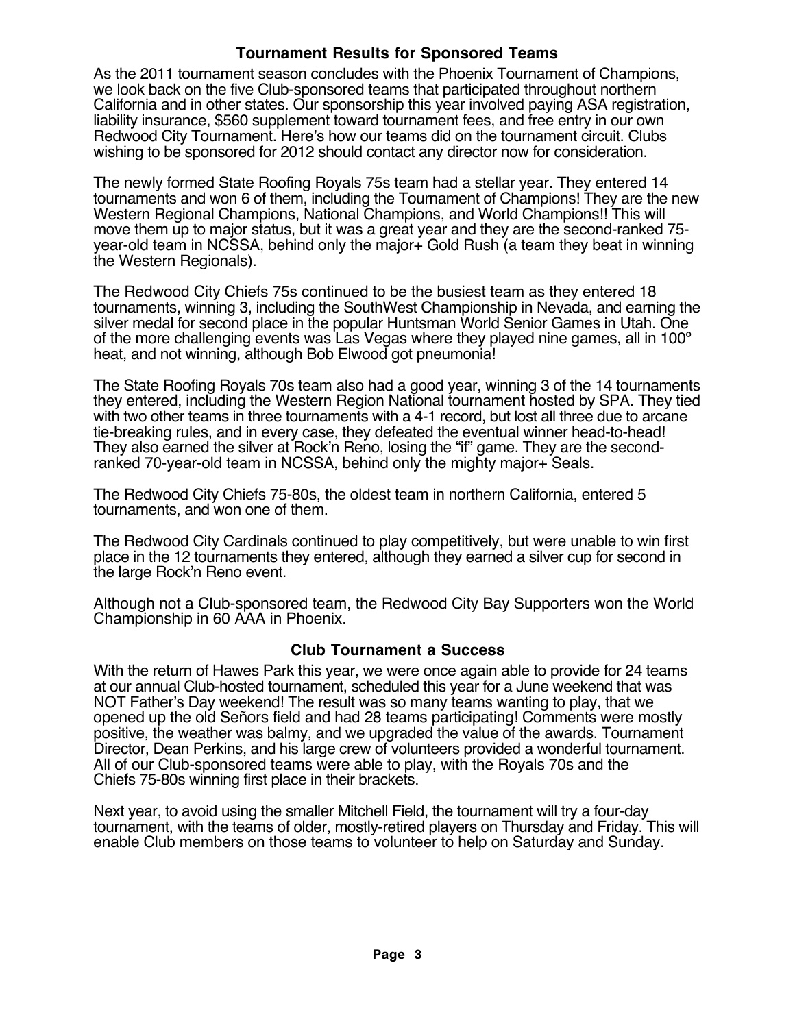## Tournament Results for Sponsored Teams

As the 2011 tournament season concludes with the Phoenix Tournament of Champions, we look back on the five Club-sponsored teams that participated throughout northern California and in other states. Our sponsorship this year involved paying ASA registration, liability insurance, $560 supplement toward tournament fees, and free entry in our own Redwood City Tournament. Here's how our teams did on the tournament circuit. Clubs wishing to be sponsored for 2012 should contact any director now for consideration.

The newly formed State Roofing Royals 75s team had a stellar year. They entered 14 tournaments and won 6 of them, including the Tournament of Champions! They are the new Western Regional Champions, National Champions, and World Champions!! This will move them up to major status, but it was a great year and they are the second-ranked 75-year-old team in NCSSA, behind only the major+ Gold Rush (a team they beat in winning the Western Regionals).

The Redwood City Chiefs 75s continued to be the busiest team as they entered 18 tournaments, winning 3, including the SouthWest Championship in Nevada, and earning the silver medal for second place in the popular Huntsman World Senior Games in Utah. One of the more challenging events was Las Vegas where they played nine games, all in 100º heat, and not winning, although Bob Elwood got pneumonia!

The State Roofing Royals 70s team also had a good year, winning 3 of the 14 tournaments they entered, including the Western Region National tournament hosted by SPA. They tied with two other teams in three tournaments with a 4-1 record, but lost all three due to arcane tie-breaking rules, and in every case, they defeated the eventual winner head-to-head! They also earned the silver at Rock'n Reno, losing the "if" game. They are the second-ranked 70-year-old team in NCSSA, behind only the mighty major+ Seals.

The Redwood City Chiefs 75-80s, the oldest team in northern California, entered 5 tournaments, and won one of them.

The Redwood City Cardinals continued to play competitively, but were unable to win first place in the 12 tournaments they entered, although they earned a silver cup for second in the large Rock'n Reno event.

Although not a Club-sponsored team, the Redwood City Bay Supporters won the World Championship in 60 AAA in Phoenix.

## Club Tournament a Success

With the return of Hawes Park this year, we were once again able to provide for 24 teams at our annual Club-hosted tournament, scheduled this year for a June weekend that was NOT Father's Day weekend! The result was so many teams wanting to play, that we opened up the old Señors field and had 28 teams participating! Comments were mostly positive, the weather was balmy, and we upgraded the value of the awards. Tournament Director, Dean Perkins, and his large crew of volunteers provided a wonderful tournament. All of our Club-sponsored teams were able to play, with the Royals 70s and the Chiefs 75-80s winning first place in their brackets.

Next year, to avoid using the smaller Mitchell Field, the tournament will try a four-day tournament, with the teams of older, mostly-retired players on Thursday and Friday. This will enable Club members on those teams to volunteer to help on Saturday and Sunday.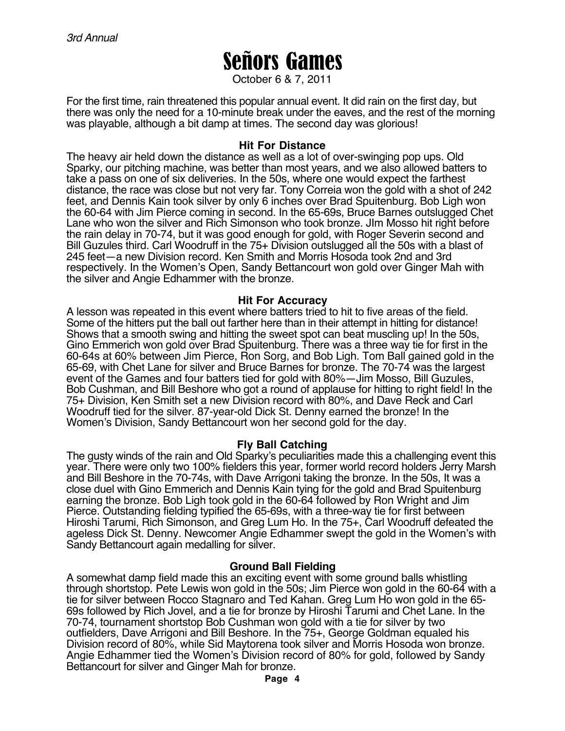*3rd Annual*

# Señors Games

October 6 & 7, 2011

For the first time, rain threatened this popular annual event. It did rain on the first day, but there was only the need for a 10-minute break under the eaves, and the rest of the morning was playable, although a bit damp at times. The second day was glorious!

### Hit For Distance

The heavy air held down the distance as well as a lot of over-swinging pop ups. Old Sparky, our pitching machine, was better than most years, and we also allowed batters to take a pass on one of six deliveries. In the 50s, where one would expect the farthest distance, the race was close but not very far. Tony Correia won the gold with a shot of 242 feet, and Dennis Kain took silver by only 6 inches over Brad Spuitenburg. Bob Ligh won the 60-64 with Jim Pierce coming in second. In the 65-69s, Bruce Barnes outslugged Chet Lane who won the silver and Rich Simonson who took bronze. JIm Mosso hit right before the rain delay in 70-74, but it was good enough for gold, with Roger Severin second and Bill Guzules third. Carl Woodruff in the 75+ Division outslugged all the 50s with a blast of 245 feet—a new Division record. Ken Smith and Morris Hosoda took 2nd and 3rd respectively. In the Women's Open, Sandy Bettancourt won gold over Ginger Mah with the silver and Angie Edhammer with the bronze.

### Hit For Accuracy

A lesson was repeated in this event where batters tried to hit to five areas of the field. Some of the hitters put the ball out farther here than in their attempt in hitting for distance! Shows that a smooth swing and hitting the sweet spot can beat muscling up! In the 50s, Gino Emmerich won gold over Brad Spuitenburg. There was a three way tie for first in the 60-64s at 60% between Jim Pierce, Ron Sorg, and Bob Ligh. Tom Ball gained gold in the 65-69, with Chet Lane for silver and Bruce Barnes for bronze. The 70-74 was the largest event of the Games and four batters tied for gold with 80%—Jim Mosso, Bill Guzules, Bob Cushman, and Bill Beshore who got a round of applause for hitting to right field! In the 75+ Division, Ken Smith set a new Division record with 80%, and Dave Reck and Carl Woodruff tied for the silver. 87-year-old Dick St. Denny earned the bronze! In the Women's Division, Sandy Bettancourt won her second gold for the day.

### Fly Ball Catching

The gusty winds of the rain and Old Sparky's peculiarities made this a challenging event this year. There were only two 100% fielders this year, former world record holders Jerry Marsh and Bill Beshore in the 70-74s, with Dave Arrigoni taking the bronze. In the 50s, It was a close duel with Gino Emmerich and Dennis Kain tying for the gold and Brad Spuitenburg earning the bronze. Bob Ligh took gold in the 60-64 followed by Ron Wright and Jim Pierce. Outstanding fielding typified the 65-69s, with a three-way tie for first between Hiroshi Tarumi, Rich Simonson, and Greg Lum Ho. In the 75+, Carl Woodruff defeated the ageless Dick St. Denny. Newcomer Angie Edhammer swept the gold in the Women's with Sandy Bettancourt again medalling for silver.

### Ground Ball Fielding

A somewhat damp field made this an exciting event with some ground balls whistling through shortstop. Pete Lewis won gold in the 50s; Jim Pierce won gold in the 60-64 with a tie for silver between Rocco Stagnaro and Ted Kahan. Greg Lum Ho won gold in the 65-69s followed by Rich Jovel, and a tie for bronze by Hiroshi Tarumi and Chet Lane. In the 70-74, tournament shortstop Bob Cushman won gold with a tie for silver by two outfielders, Dave Arrigoni and Bill Beshore. In the 75+, George Goldman equaled his Division record of 80%, while Sid Maytorena took silver and Morris Hosoda won bronze. Angie Edhammer tied the Women's Division record of 80% for gold, followed by Sandy Bettancourt for silver and Ginger Mah for bronze.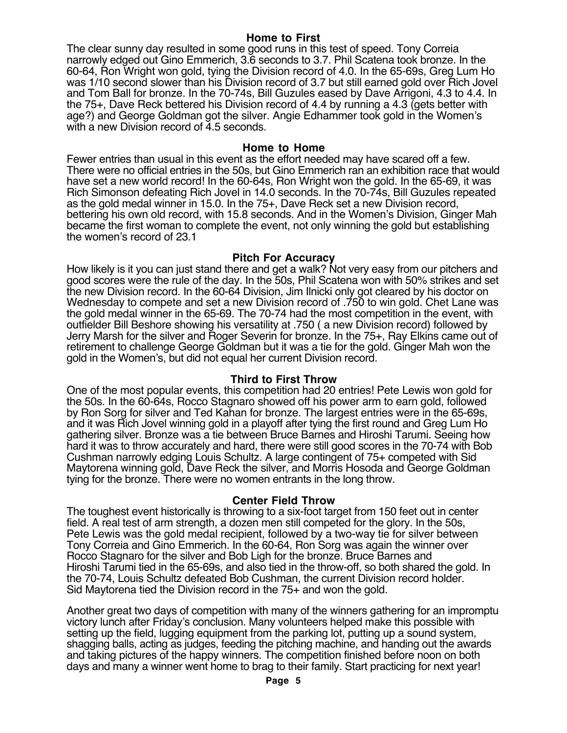### Home to First

The clear sunny day resulted in some good runs in this test of speed. Tony Correia narrowly edged out Gino Emmerich, 3.6 seconds to 3.7. Phil Scatena took bronze. In the 60-64, Ron Wright won gold, tying the Division record of 4.0. In the 65-69s, Greg Lum Ho was 1/10 second slower than his Division record of 3.7 but still earned gold over Rich Jovel and Tom Ball for bronze. In the 70-74s, Bill Guzules eased by Dave Arrigoni, 4.3 to 4.4. In the 75+, Dave Reck bettered his Division record of 4.4 by running a 4.3 (gets better with age?) and George Goldman got the silver. Angie Edhammer took gold in the Women's with a new Division record of 4.5 seconds.

### Home to Home

Fewer entries than usual in this event as the effort needed may have scared off a few. There were no official entries in the 50s, but Gino Emmerich ran an exhibition race that would have set a new world record! In the 60-64s, Ron Wright won the gold. In the 65-69, it was Rich Simonson defeating Rich Jovel in 14.0 seconds. In the 70-74s, Bill Guzules repeated as the gold medal winner in 15.0. In the 75+, Dave Reck set a new Division record, bettering his own old record, with 15.8 seconds. And in the Women's Division, Ginger Mah became the first woman to complete the event, not only winning the gold but establishing the women's record of 23.1

### Pitch For Accuracy

How likely is it you can just stand there and get a walk? Not very easy from our pitchers and good scores were the rule of the day. In the 50s, Phil Scatena won with 50% strikes and set the new Division record. In the 60-64 Division, Jim Ilnicki only got cleared by his doctor on Wednesday to compete and set a new Division record of .750 to win gold. Chet Lane was the gold medal winner in the 65-69. The 70-74 had the most competition in the event, with outfielder Bill Beshore showing his versatility at .750 ( a new Division record) followed by Jerry Marsh for the silver and Roger Severin for bronze. In the 75+, Ray Elkins came out of retirement to challenge George Goldman but it was a tie for the gold. Ginger Mah won the gold in the Women's, but did not equal her current Division record.

### Third to First Throw

One of the most popular events, this competition had 20 entries! Pete Lewis won gold for the 50s. In the 60-64s, Rocco Stagnaro showed off his power arm to earn gold, followed by Ron Sorg for silver and Ted Kahan for bronze. The largest entries were in the 65-69s, and it was Rich Jovel winning gold in a playoff after tying the first round and Greg Lum Ho gathering silver. Bronze was a tie between Bruce Barnes and Hiroshi Tarumi. Seeing how hard it was to throw accurately and hard, there were still good scores in the 70-74 with Bob Cushman narrowly edging Louis Schultz. A large contingent of 75+ competed with Sid Maytorena winning gold, Dave Reck the silver, and Morris Hosoda and George Goldman tying for the bronze. There were no women entrants in the long throw.

### Center Field Throw

The toughest event historically is throwing to a six-foot target from 150 feet out in center field. A real test of arm strength, a dozen men still competed for the glory. In the 50s, Pete Lewis was the gold medal recipient, followed by a two-way tie for silver between Tony Correia and Gino Emmerich. In the 60-64, Ron Sorg was again the winner over Rocco Stagnaro for the silver and Bob Ligh for the bronze. Bruce Barnes and Hiroshi Tarumi tied in the 65-69s, and also tied in the throw-off, so both shared the gold. In the 70-74, Louis Schultz defeated Bob Cushman, the current Division record holder. Sid Maytorena tied the Division record in the 75+ and won the gold.

Another great two days of competition with many of the winners gathering for an impromptu victory lunch after Friday's conclusion. Many volunteers helped make this possible with setting up the field, lugging equipment from the parking lot, putting up a sound system, shagging balls, acting as judges, feeding the pitching machine, and handing out the awards and taking pictures of the happy winners. The competition finished before noon on both days and many a winner went home to brag to their family. Start practicing for next year!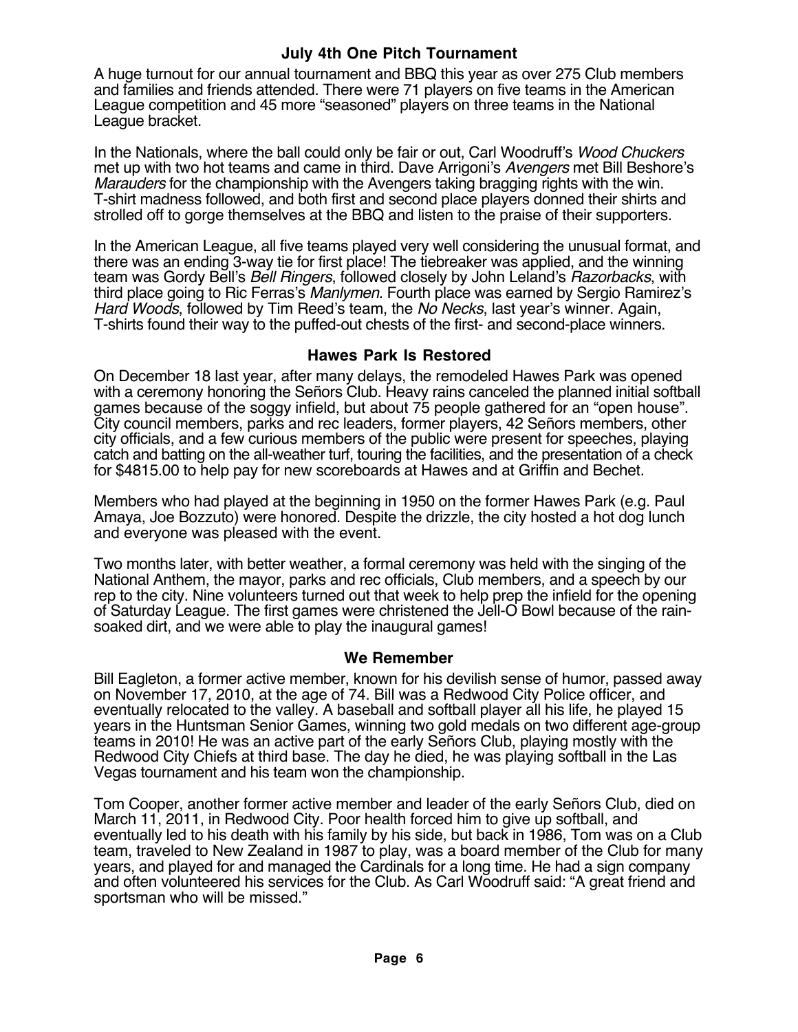## July 4th One Pitch Tournament

A huge turnout for our annual tournament and BBQ this year as over 275 Club members and families and friends attended. There were 71 players on five teams in the American League competition and 45 more "seasoned" players on three teams in the National League bracket.

In the Nationals, where the ball could only be fair or out, Carl Woodruff's *Wood Chuckers* met up with two hot teams and came in third. Dave Arrigoni's *Avengers* met Bill Beshore's *Marauders* for the championship with the Avengers taking bragging rights with the win. T-shirt madness followed, and both first and second place players donned their shirts and strolled off to gorge themselves at the BBQ and listen to the praise of their supporters.

In the American League, all five teams played very well considering the unusual format, and there was an ending 3-way tie for first place! The tiebreaker was applied, and the winning team was Gordy Bell's *Bell Ringers*, followed closely by John Leland's *Razorbacks*, with third place going to Ric Ferras's *Manlymen*. Fourth place was earned by Sergio Ramirez's *Hard Woods*, followed by Tim Reed's team, the *No Necks*, last year's winner. Again, T-shirts found their way to the puffed-out chests of the first- and second-place winners.

## Hawes Park Is Restored

On December 18 last year, after many delays, the remodeled Hawes Park was opened with a ceremony honoring the Señors Club. Heavy rains canceled the planned initial softball games because of the soggy infield, but about 75 people gathered for an "open house". City council members, parks and rec leaders, former players, 42 Señors members, other city officials, and a few curious members of the public were present for speeches, playing catch and batting on the all-weather turf, touring the facilities, and the presentation of a check for $4815.00 to help pay for new scoreboards at Hawes and at Griffin and Bechet.

Members who had played at the beginning in 1950 on the former Hawes Park (e.g. Paul Amaya, Joe Bozzuto) were honored. Despite the drizzle, the city hosted a hot dog lunch and everyone was pleased with the event.

Two months later, with better weather, a formal ceremony was held with the singing of the National Anthem, the mayor, parks and rec officials, Club members, and a speech by our rep to the city. Nine volunteers turned out that week to help prep the infield for the opening of Saturday League. The first games were christened the Jell-O Bowl because of the rain-soaked dirt, and we were able to play the inaugural games!

## We Remember

Bill Eagleton, a former active member, known for his devilish sense of humor, passed away on November 17, 2010, at the age of 74. Bill was a Redwood City Police officer, and eventually relocated to the valley. A baseball and softball player all his life, he played 15 years in the Huntsman Senior Games, winning two gold medals on two different age-group teams in 2010! He was an active part of the early Señors Club, playing mostly with the Redwood City Chiefs at third base. The day he died, he was playing softball in the Las Vegas tournament and his team won the championship.

Tom Cooper, another former active member and leader of the early Señors Club, died on March 11, 2011, in Redwood City. Poor health forced him to give up softball, and eventually led to his death with his family by his side, but back in 1986, Tom was on a Club team, traveled to New Zealand in 1987 to play, was a board member of the Club for many years, and played for and managed the Cardinals for a long time. He had a sign company and often volunteered his services for the Club. As Carl Woodruff said: "A great friend and sportsman who will be missed."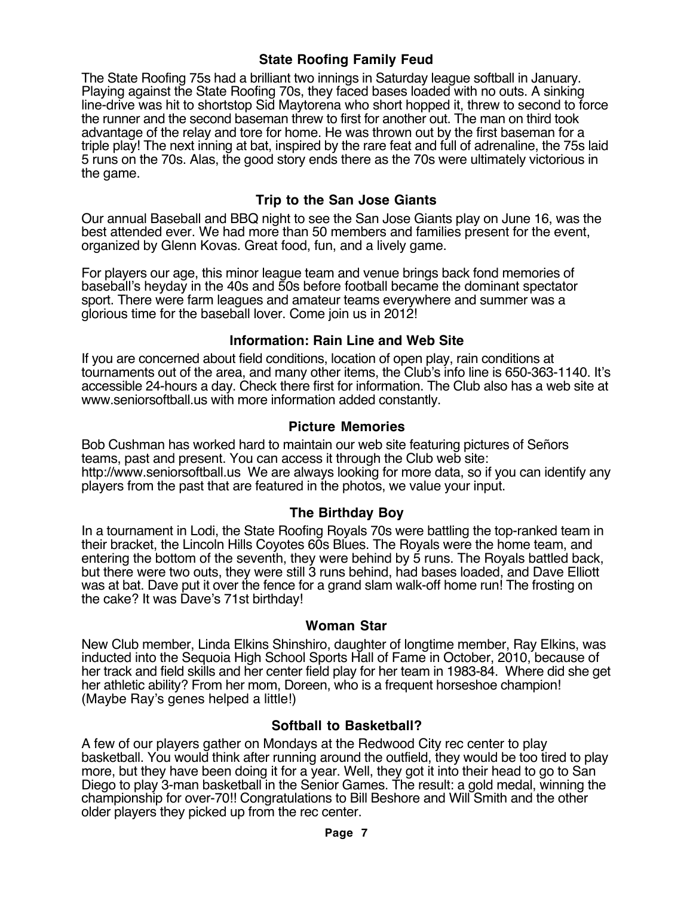### State Roofing Family Feud

The State Roofing 75s had a brilliant two innings in Saturday league softball in January. Playing against the State Roofing 70s, they faced bases loaded with no outs. A sinking line-drive was hit to shortstop Sid Maytorena who short hopped it, threw to second to force the runner and the second baseman threw to first for another out. The man on third took advantage of the relay and tore for home. He was thrown out by the first baseman for a triple play! The next inning at bat, inspired by the rare feat and full of adrenaline, the 75s laid 5 runs on the 70s. Alas, the good story ends there as the 70s were ultimately victorious in the game.

### Trip to the San Jose Giants

Our annual Baseball and BBQ night to see the San Jose Giants play on June 16, was the best attended ever. We had more than 50 members and families present for the event, organized by Glenn Kovas. Great food, fun, and a lively game.

For players our age, this minor league team and venue brings back fond memories of baseball's heyday in the 40s and 50s before football became the dominant spectator sport. There were farm leagues and amateur teams everywhere and summer was a glorious time for the baseball lover. Come join us in 2012!

### Information: Rain Line and Web Site

If you are concerned about field conditions, location of open play, rain conditions at tournaments out of the area, and many other items, the Club's info line is 650-363-1140. It's accessible 24-hours a day. Check there first for information. The Club also has a web site at www.seniorsoftball.us with more information added constantly.

### Picture Memories

Bob Cushman has worked hard to maintain our web site featuring pictures of Señors teams, past and present. You can access it through the Club web site: http://www.seniorsoftball.us We are always looking for more data, so if you can identify any players from the past that are featured in the photos, we value your input.

### The Birthday Boy

In a tournament in Lodi, the State Roofing Royals 70s were battling the top-ranked team in their bracket, the Lincoln Hills Coyotes 60s Blues. The Royals were the home team, and entering the bottom of the seventh, they were behind by 5 runs. The Royals battled back, but there were two outs, they were still 3 runs behind, had bases loaded, and Dave Elliott was at bat. Dave put it over the fence for a grand slam walk-off home run! The frosting on the cake? It was Dave's 71st birthday!

### Woman Star

New Club member, Linda Elkins Shinshiro, daughter of longtime member, Ray Elkins, was inducted into the Sequoia High School Sports Hall of Fame in October, 2010, because of her track and field skills and her center field play for her team in 1983-84. Where did she get her athletic ability? From her mom, Doreen, who is a frequent horseshoe champion! (Maybe Ray's genes helped a little!)

### Softball to Basketball?

A few of our players gather on Mondays at the Redwood City rec center to play basketball. You would think after running around the outfield, they would be too tired to play more, but they have been doing it for a year. Well, they got it into their head to go to San Diego to play 3-man basketball in the Senior Games. The result: a gold medal, winning the championship for over-70!! Congratulations to Bill Beshore and Will Smith and the other older players they picked up from the rec center.